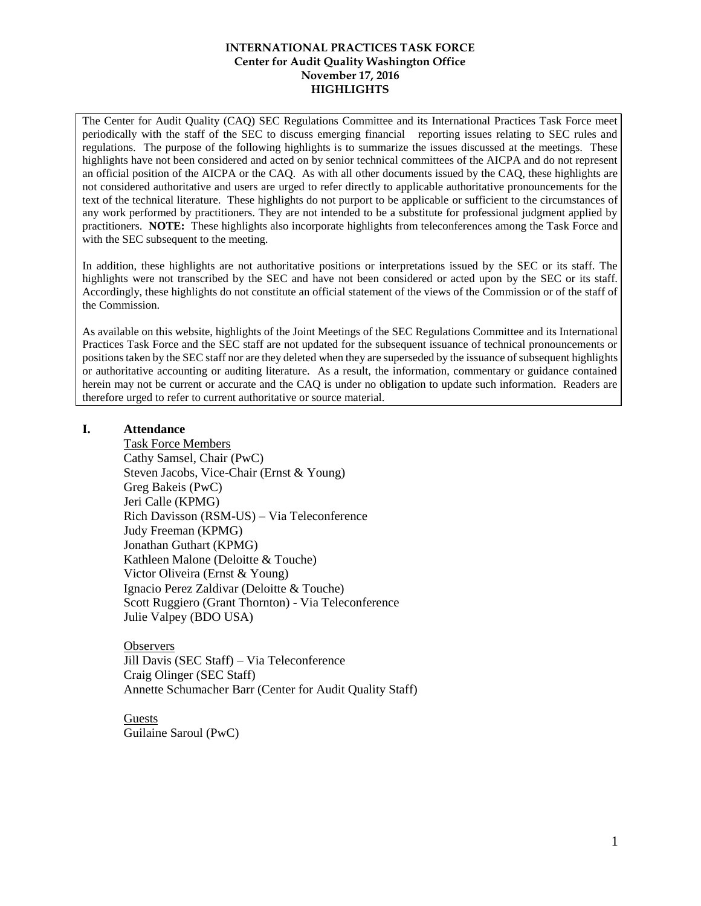# INTERNATIONAL PRACTICES TASK FORCE
## Center for Audit Quality Washington Office
## November 17, 2016
## HIGHLIGHTS

The Center for Audit Quality (CAQ) SEC Regulations Committee and its International Practices Task Force meet periodically with the staff of the SEC to discuss emerging financial reporting issues relating to SEC rules and regulations. The purpose of the following highlights is to summarize the issues discussed at the meetings. These highlights have not been considered and acted on by senior technical committees of the AICPA and do not represent an official position of the AICPA or the CAQ. As with all other documents issued by the CAQ, these highlights are not considered authoritative and users are urged to refer directly to applicable authoritative pronouncements for the text of the technical literature. These highlights do not purport to be applicable or sufficient to the circumstances of any work performed by practitioners. They are not intended to be a substitute for professional judgment applied by practitioners. **NOTE:** These highlights also incorporate highlights from teleconferences among the Task Force and with the SEC subsequent to the meeting.

In addition, these highlights are not authoritative positions or interpretations issued by the SEC or its staff. The highlights were not transcribed by the SEC and have not been considered or acted upon by the SEC or its staff. Accordingly, these highlights do not constitute an official statement of the views of the Commission or of the staff of the Commission.

As available on this website, highlights of the Joint Meetings of the SEC Regulations Committee and its International Practices Task Force and the SEC staff are not updated for the subsequent issuance of technical pronouncements or positions taken by the SEC staff nor are they deleted when they are superseded by the issuance of subsequent highlights or authoritative accounting or auditing literature. As a result, the information, commentary or guidance contained herein may not be current or accurate and the CAQ is under no obligation to update such information. Readers are therefore urged to refer to current authoritative or source material.

## I. Attendance

Task Force Members

Cathy Samsel, Chair (PwC)
Steven Jacobs, Vice-Chair (Ernst & Young)
Greg Bakeis (PwC)
Jeri Calle (KPMG)
Rich Davisson (RSM-US) – Via Teleconference
Judy Freeman (KPMG)
Jonathan Guthart (KPMG)
Kathleen Malone (Deloitte & Touche)
Victor Oliveira (Ernst & Young)
Ignacio Perez Zaldivar (Deloitte & Touche)
Scott Ruggiero (Grant Thornton) - Via Teleconference
Julie Valpey (BDO USA)

Observers

Jill Davis (SEC Staff) – Via Teleconference
Craig Olinger (SEC Staff)
Annette Schumacher Barr (Center for Audit Quality Staff)

Guests

Guilaine Saroul (PwC)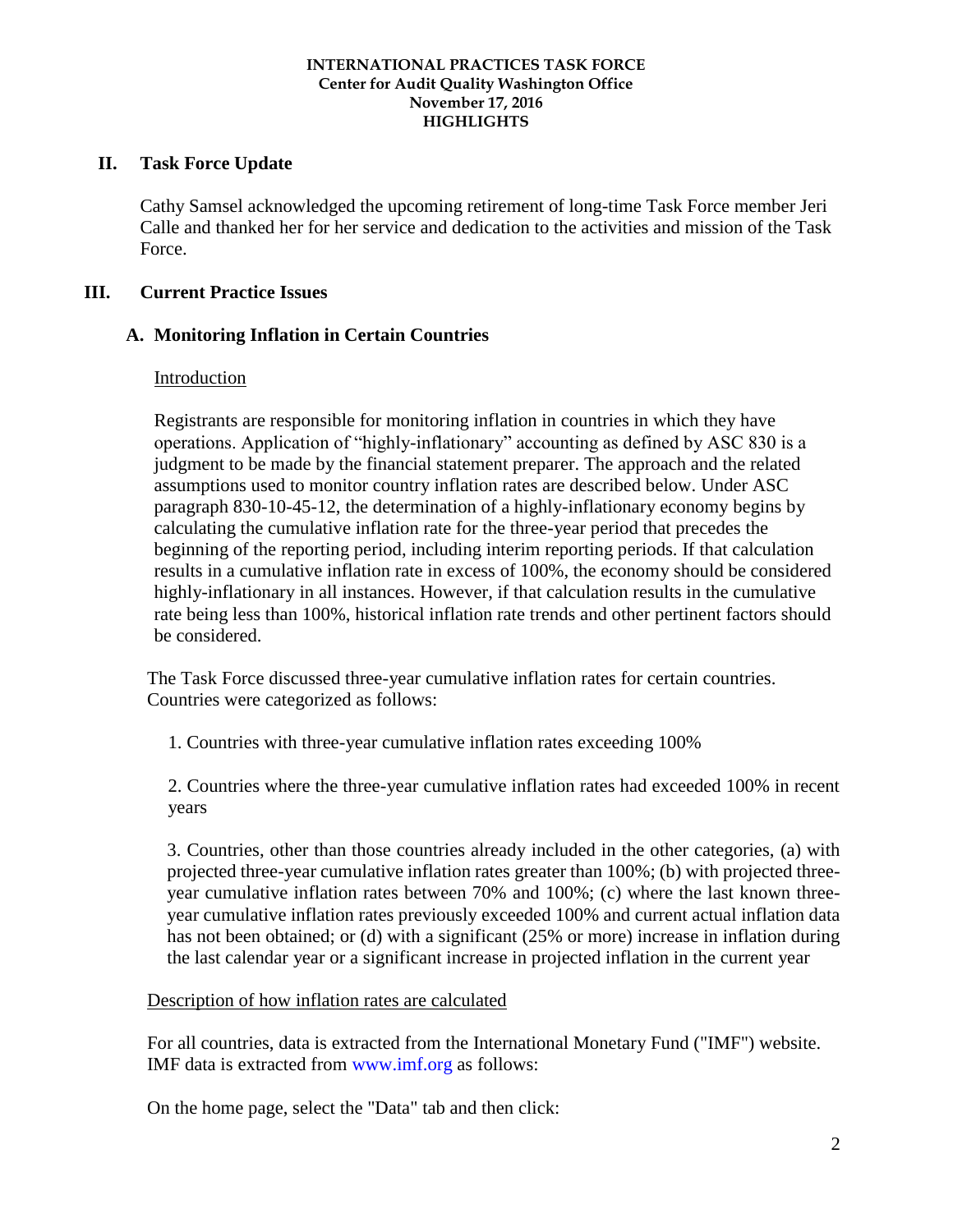**INTERNATIONAL PRACTICES TASK FORCE**
**Center for Audit Quality Washington Office**
**November 17, 2016**
**HIGHLIGHTS**

## II. Task Force Update

Cathy Samsel acknowledged the upcoming retirement of long-time Task Force member Jeri Calle and thanked her for her service and dedication to the activities and mission of the Task Force.

## III. Current Practice Issues

### A. Monitoring Inflation in Certain Countries

Introduction

Registrants are responsible for monitoring inflation in countries in which they have operations. Application of "highly-inflationary" accounting as defined by ASC 830 is a judgment to be made by the financial statement preparer. The approach and the related assumptions used to monitor country inflation rates are described below. Under ASC paragraph 830-10-45-12, the determination of a highly-inflationary economy begins by calculating the cumulative inflation rate for the three-year period that precedes the beginning of the reporting period, including interim reporting periods. If that calculation results in a cumulative inflation rate in excess of 100%, the economy should be considered highly-inflationary in all instances. However, if that calculation results in the cumulative rate being less than 100%, historical inflation rate trends and other pertinent factors should be considered.

The Task Force discussed three-year cumulative inflation rates for certain countries. Countries were categorized as follows:

1. Countries with three-year cumulative inflation rates exceeding 100%

2. Countries where the three-year cumulative inflation rates had exceeded 100% in recent years

3. Countries, other than those countries already included in the other categories, (a) with projected three-year cumulative inflation rates greater than 100%; (b) with projected three-year cumulative inflation rates between 70% and 100%; (c) where the last known three-year cumulative inflation rates previously exceeded 100% and current actual inflation data has not been obtained; or (d) with a significant (25% or more) increase in inflation during the last calendar year or a significant increase in projected inflation in the current year

Description of how inflation rates are calculated

For all countries, data is extracted from the International Monetary Fund ("IMF") website. IMF data is extracted from www.imf.org as follows:

On the home page, select the "Data" tab and then click: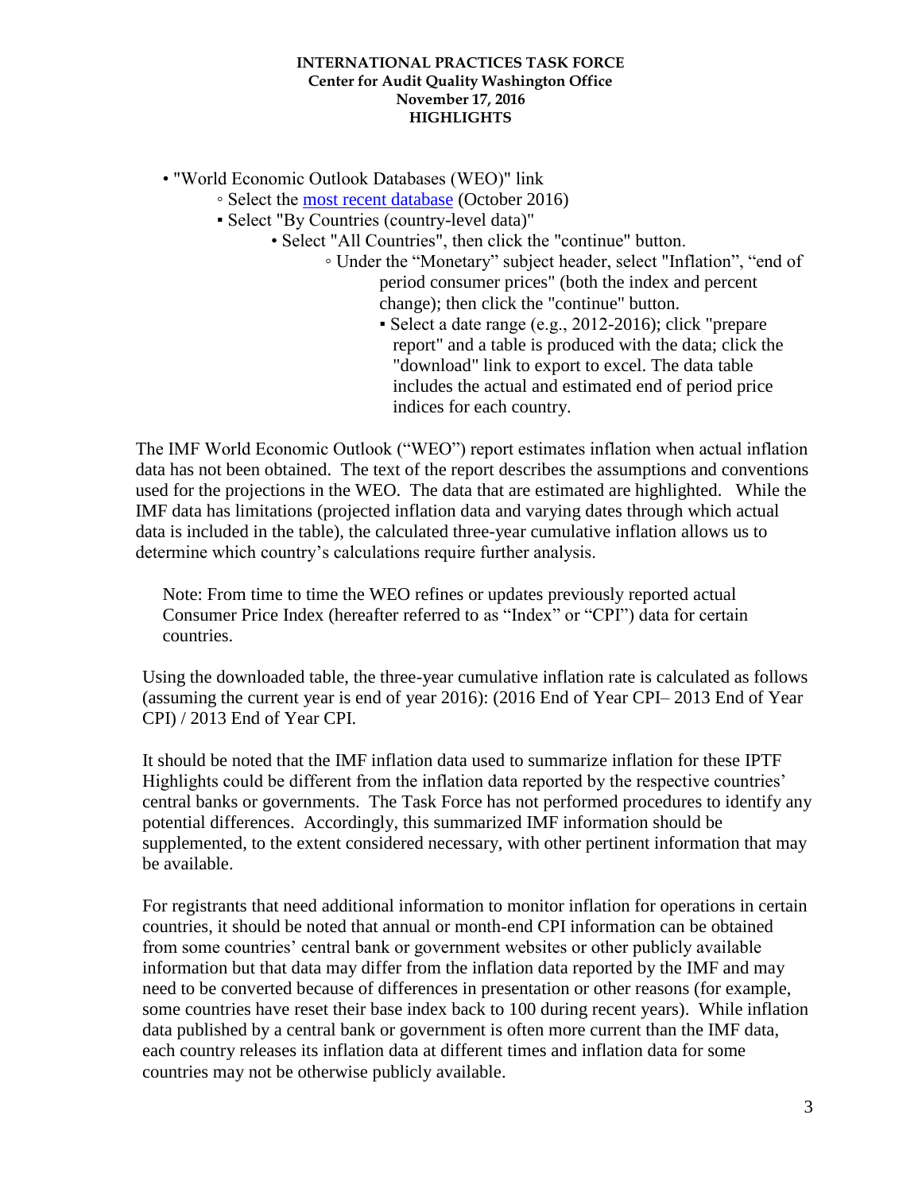- "World Economic Outlook Databases (WEO)" link
    - Select the [most recent database](most recent database) (October 2016)
        - Select "By Countries (country-level data)"
            - Select "All Countries", then click the "continue" button.
                - Under the "Monetary" subject header, select "Inflation", "end of period consumer prices" (both the index and percent change); then click the "continue" button.
                    - Select a date range (e.g., 2012-2016); click "prepare report" and a table is produced with the data; click the "download" link to export to excel. The data table includes the actual and estimated end of period price indices for each country.

The IMF World Economic Outlook ("WEO") report estimates inflation when actual inflation data has not been obtained. The text of the report describes the assumptions and conventions used for the projections in the WEO. The data that are estimated are highlighted. While the IMF data has limitations (projected inflation data and varying dates through which actual data is included in the table), the calculated three-year cumulative inflation allows us to determine which country's calculations require further analysis.

Note: From time to time the WEO refines or updates previously reported actual Consumer Price Index (hereafter referred to as "Index" or "CPI") data for certain countries.

Using the downloaded table, the three-year cumulative inflation rate is calculated as follows (assuming the current year is end of year 2016): (2016 End of Year CPI– 2013 End of Year CPI) / 2013 End of Year CPI.

It should be noted that the IMF inflation data used to summarize inflation for these IPTF Highlights could be different from the inflation data reported by the respective countries' central banks or governments. The Task Force has not performed procedures to identify any potential differences. Accordingly, this summarized IMF information should be supplemented, to the extent considered necessary, with other pertinent information that may be available.

For registrants that need additional information to monitor inflation for operations in certain countries, it should be noted that annual or month-end CPI information can be obtained from some countries' central bank or government websites or other publicly available information but that data may differ from the inflation data reported by the IMF and may need to be converted because of differences in presentation or other reasons (for example, some countries have reset their base index back to 100 during recent years). While inflation data published by a central bank or government is often more current than the IMF data, each country releases its inflation data at different times and inflation data for some countries may not be otherwise publicly available.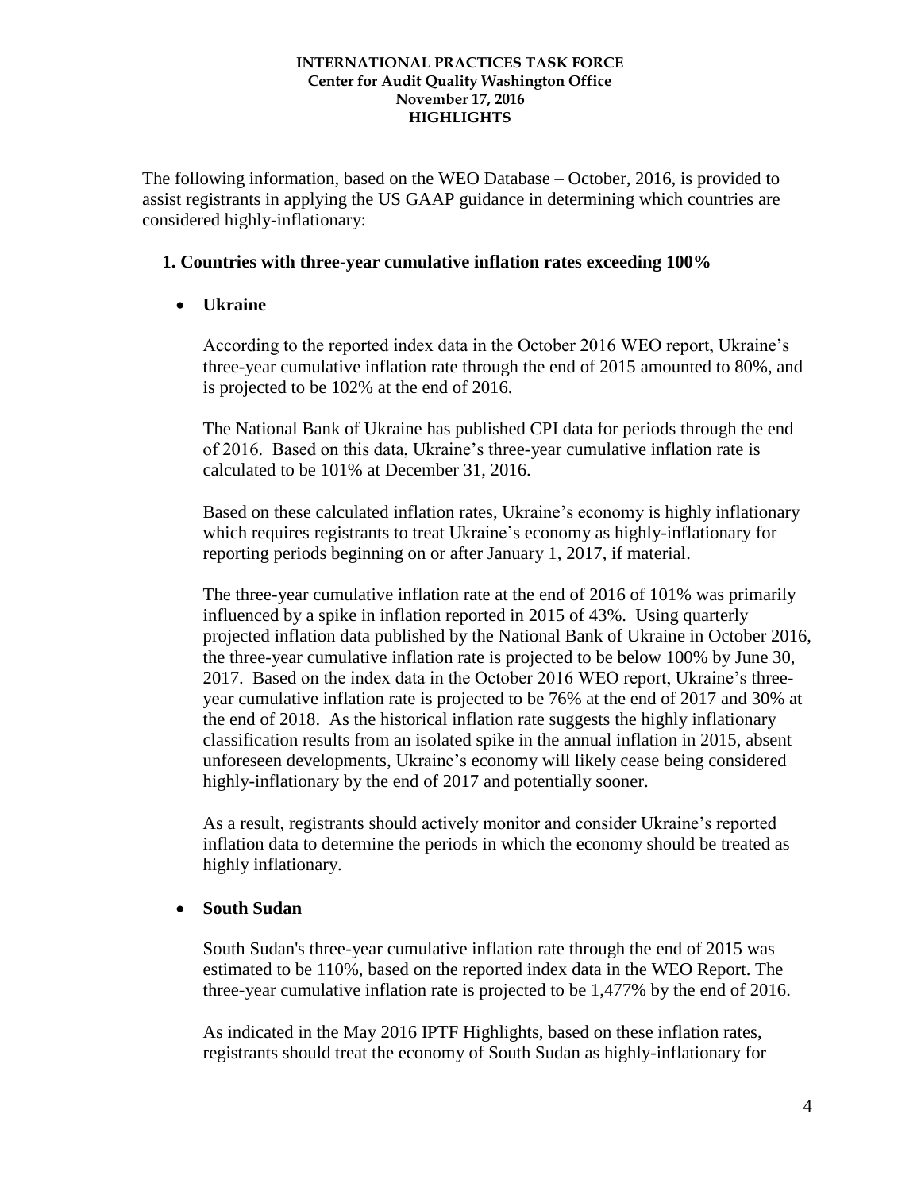**INTERNATIONAL PRACTICES TASK FORCE**
**Center for Audit Quality Washington Office**
**November 17, 2016**
**HIGHLIGHTS**

The following information, based on the WEO Database – October, 2016, is provided to assist registrants in applying the US GAAP guidance in determining which countries are considered highly-inflationary:

## 1. Countries with three-year cumulative inflation rates exceeding 100%

- **Ukraine**

  According to the reported index data in the October 2016 WEO report, Ukraine's three-year cumulative inflation rate through the end of 2015 amounted to 80%, and is projected to be 102% at the end of 2016.

  The National Bank of Ukraine has published CPI data for periods through the end of 2016. Based on this data, Ukraine's three-year cumulative inflation rate is calculated to be 101% at December 31, 2016.

  Based on these calculated inflation rates, Ukraine's economy is highly inflationary which requires registrants to treat Ukraine's economy as highly-inflationary for reporting periods beginning on or after January 1, 2017, if material.

  The three-year cumulative inflation rate at the end of 2016 of 101% was primarily influenced by a spike in inflation reported in 2015 of 43%. Using quarterly projected inflation data published by the National Bank of Ukraine in October 2016, the three-year cumulative inflation rate is projected to be below 100% by June 30, 2017. Based on the index data in the October 2016 WEO report, Ukraine's three-year cumulative inflation rate is projected to be 76% at the end of 2017 and 30% at the end of 2018. As the historical inflation rate suggests the highly inflationary classification results from an isolated spike in the annual inflation in 2015, absent unforeseen developments, Ukraine's economy will likely cease being considered highly-inflationary by the end of 2017 and potentially sooner.

  As a result, registrants should actively monitor and consider Ukraine's reported inflation data to determine the periods in which the economy should be treated as highly inflationary.

- **South Sudan**

  South Sudan's three-year cumulative inflation rate through the end of 2015 was estimated to be 110%, based on the reported index data in the WEO Report. The three-year cumulative inflation rate is projected to be 1,477% by the end of 2016.

  As indicated in the May 2016 IPTF Highlights, based on these inflation rates, registrants should treat the economy of South Sudan as highly-inflationary for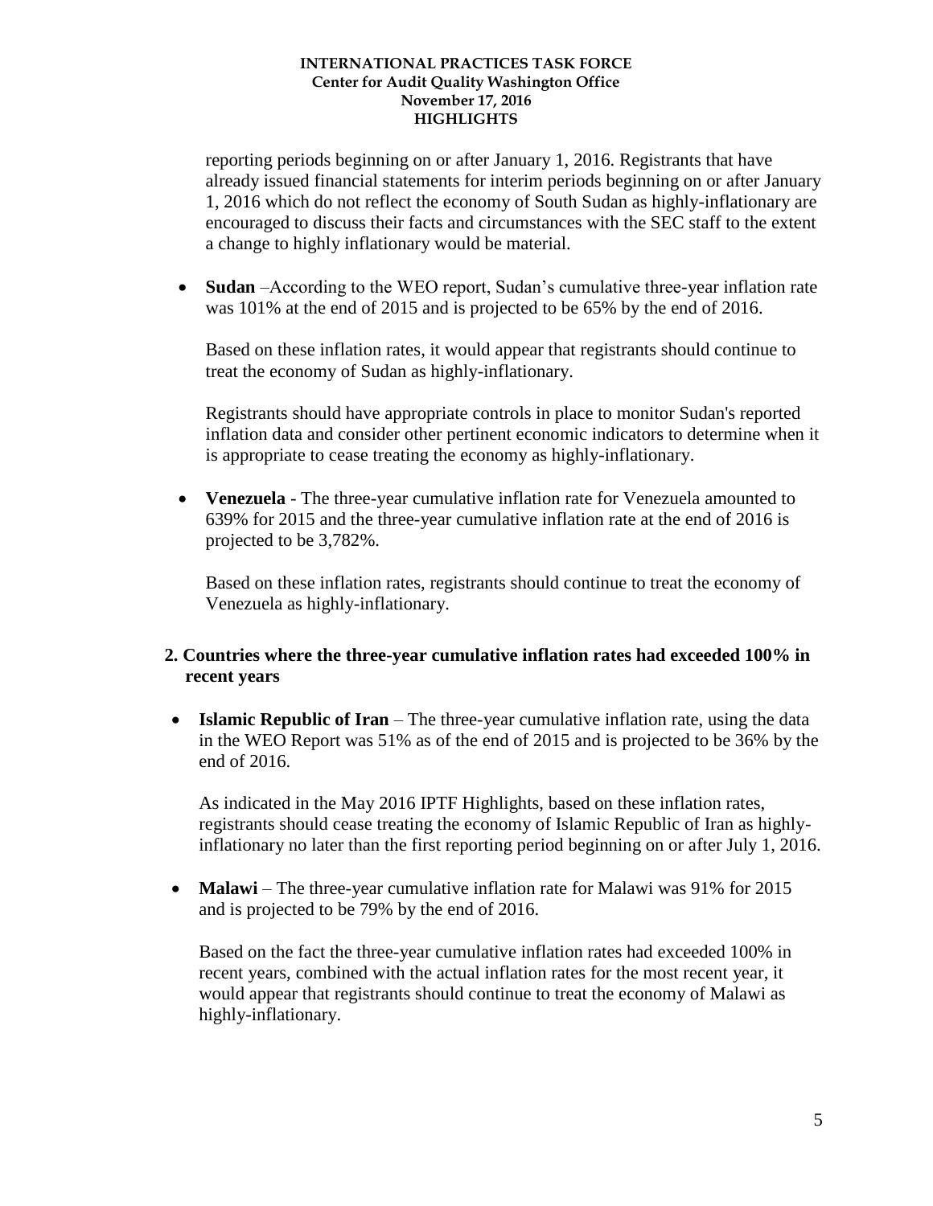reporting periods beginning on or after January 1, 2016. Registrants that have already issued financial statements for interim periods beginning on or after January 1, 2016 which do not reflect the economy of South Sudan as highly-inflationary are encouraged to discuss their facts and circumstances with the SEC staff to the extent a change to highly inflationary would be material.

- **Sudan** –According to the WEO report, Sudan's cumulative three-year inflation rate was 101% at the end of 2015 and is projected to be 65% by the end of 2016.

  Based on these inflation rates, it would appear that registrants should continue to treat the economy of Sudan as highly-inflationary.

  Registrants should have appropriate controls in place to monitor Sudan's reported inflation data and consider other pertinent economic indicators to determine when it is appropriate to cease treating the economy as highly-inflationary.

- **Venezuela** - The three-year cumulative inflation rate for Venezuela amounted to 639% for 2015 and the three-year cumulative inflation rate at the end of 2016 is projected to be 3,782%.

  Based on these inflation rates, registrants should continue to treat the economy of Venezuela as highly-inflationary.

**2. Countries where the three-year cumulative inflation rates had exceeded 100% in recent years**

- **Islamic Republic of Iran** – The three-year cumulative inflation rate, using the data in the WEO Report was 51% as of the end of 2015 and is projected to be 36% by the end of 2016.

  As indicated in the May 2016 IPTF Highlights, based on these inflation rates, registrants should cease treating the economy of Islamic Republic of Iran as highly-inflationary no later than the first reporting period beginning on or after July 1, 2016.

- **Malawi** – The three-year cumulative inflation rate for Malawi was 91% for 2015 and is projected to be 79% by the end of 2016.

  Based on the fact the three-year cumulative inflation rates had exceeded 100% in recent years, combined with the actual inflation rates for the most recent year, it would appear that registrants should continue to treat the economy of Malawi as highly-inflationary.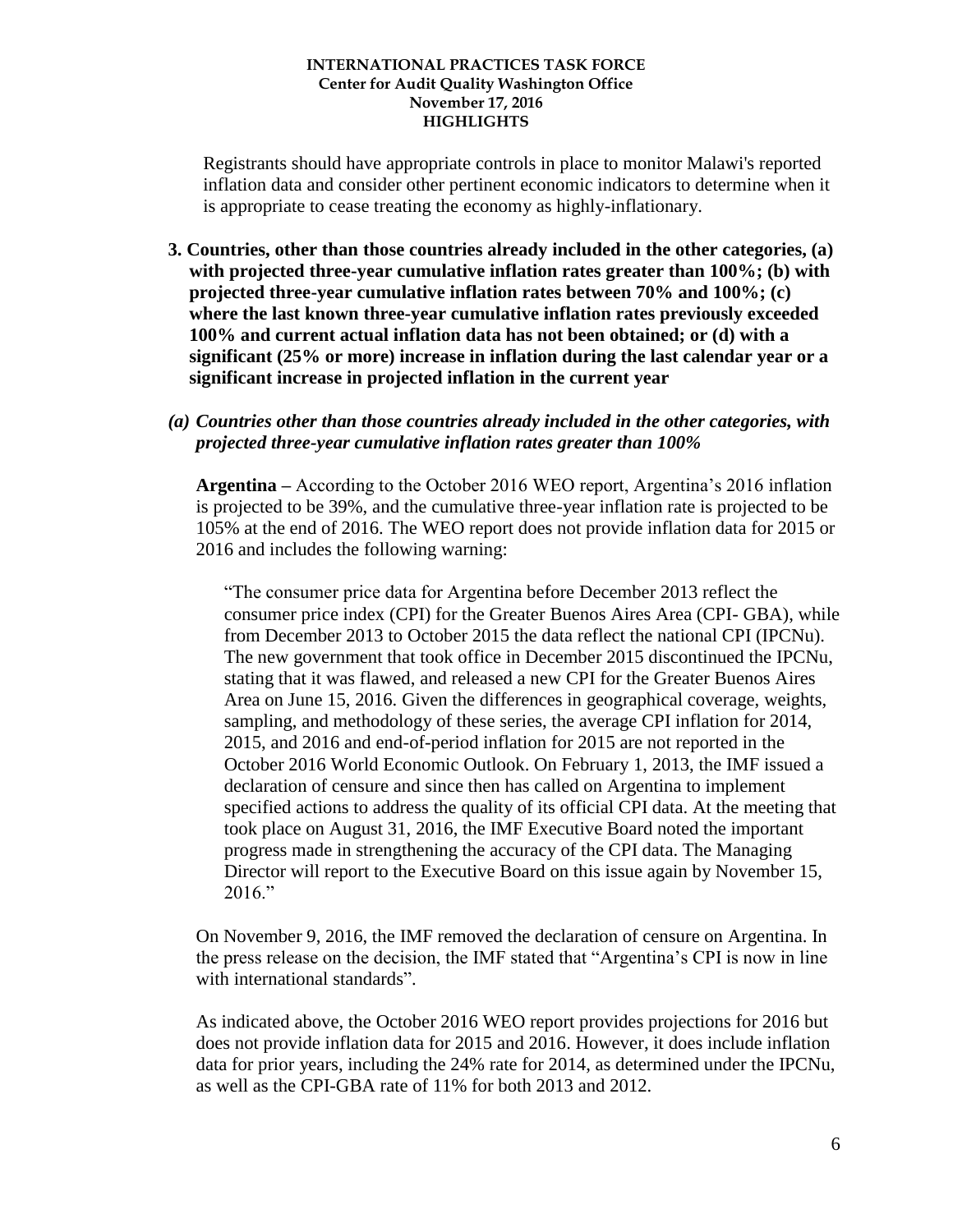Registrants should have appropriate controls in place to monitor Malawi's reported inflation data and consider other pertinent economic indicators to determine when it is appropriate to cease treating the economy as highly-inflationary.

**3. Countries, other than those countries already included in the other categories, (a) with projected three-year cumulative inflation rates greater than 100%; (b) with projected three-year cumulative inflation rates between 70% and 100%; (c) where the last known three-year cumulative inflation rates previously exceeded 100% and current actual inflation data has not been obtained; or (d) with a significant (25% or more) increase in inflation during the last calendar year or a significant increase in projected inflation in the current year**

***(a) Countries other than those countries already included in the other categories, with projected three-year cumulative inflation rates greater than 100%***

**Argentina –** According to the October 2016 WEO report, Argentina's 2016 inflation is projected to be 39%, and the cumulative three-year inflation rate is projected to be 105% at the end of 2016. The WEO report does not provide inflation data for 2015 or 2016 and includes the following warning:

> "The consumer price data for Argentina before December 2013 reflect the consumer price index (CPI) for the Greater Buenos Aires Area (CPI- GBA), while from December 2013 to October 2015 the data reflect the national CPI (IPCNu). The new government that took office in December 2015 discontinued the IPCNu, stating that it was flawed, and released a new CPI for the Greater Buenos Aires Area on June 15, 2016. Given the differences in geographical coverage, weights, sampling, and methodology of these series, the average CPI inflation for 2014, 2015, and 2016 and end-of-period inflation for 2015 are not reported in the October 2016 World Economic Outlook. On February 1, 2013, the IMF issued a declaration of censure and since then has called on Argentina to implement specified actions to address the quality of its official CPI data. At the meeting that took place on August 31, 2016, the IMF Executive Board noted the important progress made in strengthening the accuracy of the CPI data. The Managing Director will report to the Executive Board on this issue again by November 15, 2016."

On November 9, 2016, the IMF removed the declaration of censure on Argentina. In the press release on the decision, the IMF stated that "Argentina's CPI is now in line with international standards".

As indicated above, the October 2016 WEO report provides projections for 2016 but does not provide inflation data for 2015 and 2016. However, it does include inflation data for prior years, including the 24% rate for 2014, as determined under the IPCNu, as well as the CPI-GBA rate of 11% for both 2013 and 2012.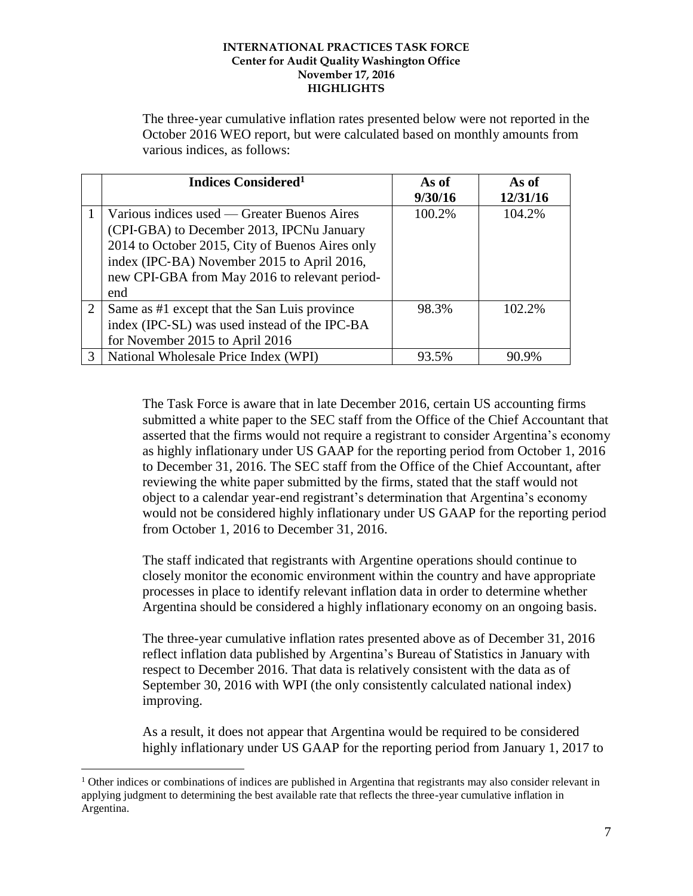The three-year cumulative inflation rates presented below were not reported in the October 2016 WEO report, but were calculated based on monthly amounts from various indices, as follows:

| | Indices Considered[1] | As of 9/30/16 | As of 12/31/16 |
|---|---|---|---|
| 1 | Various indices used — Greater Buenos Aires (CPI-GBA) to December 2013, IPCNu January 2014 to October 2015, City of Buenos Aires only index (IPC-BA) November 2015 to April 2016, new CPI-GBA from May 2016 to relevant period-end | 100.2% | 104.2% |
| 2 | Same as #1 except that the San Luis province index (IPC-SL) was used instead of the IPC-BA for November 2015 to April 2016 | 98.3% | 102.2% |
| 3 | National Wholesale Price Index (WPI) | 93.5% | 90.9% |

The Task Force is aware that in late December 2016, certain US accounting firms submitted a white paper to the SEC staff from the Office of the Chief Accountant that asserted that the firms would not require a registrant to consider Argentina's economy as highly inflationary under US GAAP for the reporting period from October 1, 2016 to December 31, 2016. The SEC staff from the Office of the Chief Accountant, after reviewing the white paper submitted by the firms, stated that the staff would not object to a calendar year-end registrant's determination that Argentina's economy would not be considered highly inflationary under US GAAP for the reporting period from October 1, 2016 to December 31, 2016.

The staff indicated that registrants with Argentine operations should continue to closely monitor the economic environment within the country and have appropriate processes in place to identify relevant inflation data in order to determine whether Argentina should be considered a highly inflationary economy on an ongoing basis.

The three-year cumulative inflation rates presented above as of December 31, 2016 reflect inflation data published by Argentina's Bureau of Statistics in January with respect to December 2016. That data is relatively consistent with the data as of September 30, 2016 with WPI (the only consistently calculated national index) improving.

As a result, it does not appear that Argentina would be required to be considered highly inflationary under US GAAP for the reporting period from January 1, 2017 to

[1] Other indices or combinations of indices are published in Argentina that registrants may also consider relevant in applying judgment to determining the best available rate that reflects the three-year cumulative inflation in Argentina.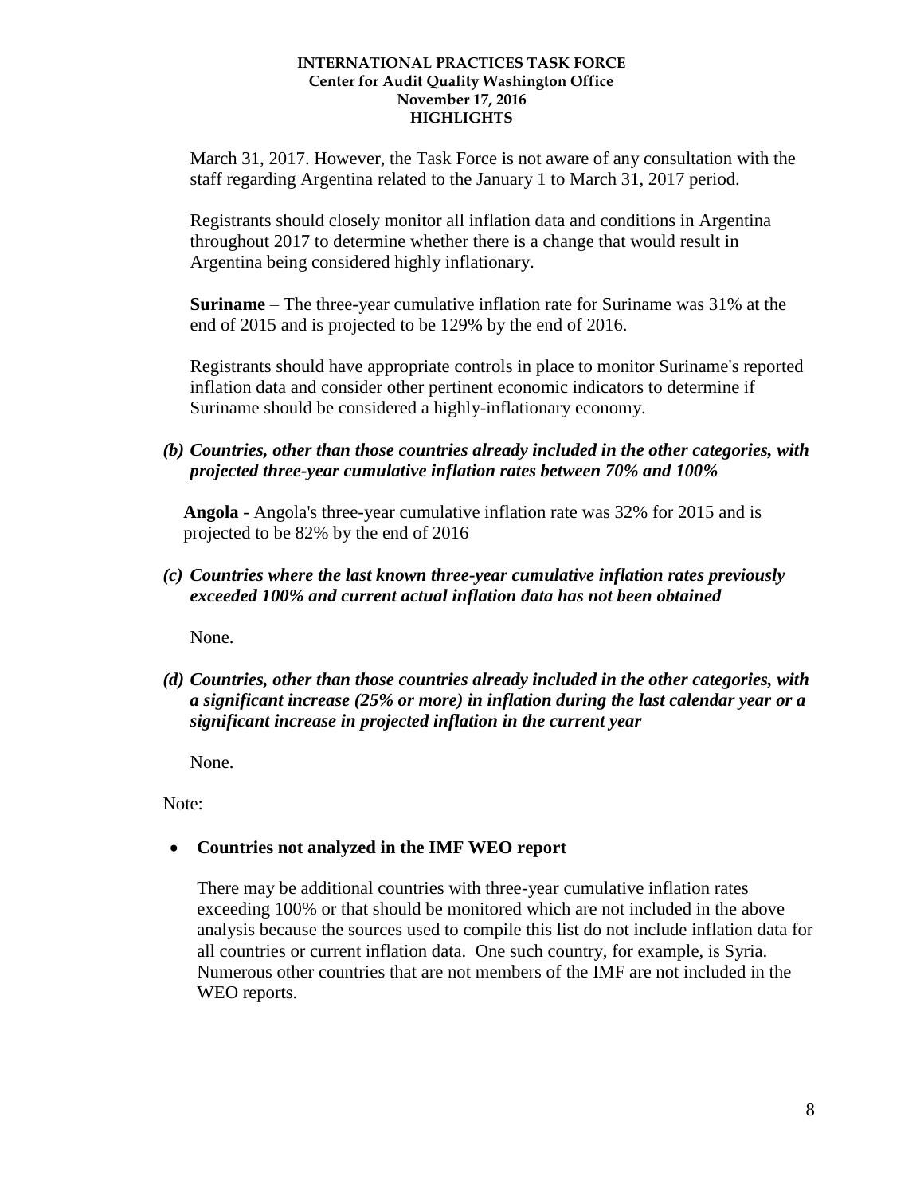March 31, 2017. However, the Task Force is not aware of any consultation with the staff regarding Argentina related to the January 1 to March 31, 2017 period.

Registrants should closely monitor all inflation data and conditions in Argentina throughout 2017 to determine whether there is a change that would result in Argentina being considered highly inflationary.

**Suriname** – The three-year cumulative inflation rate for Suriname was 31% at the end of 2015 and is projected to be 129% by the end of 2016.

Registrants should have appropriate controls in place to monitor Suriname's reported inflation data and consider other pertinent economic indicators to determine if Suriname should be considered a highly-inflationary economy.

***(b) Countries, other than those countries already included in the other categories, with projected three-year cumulative inflation rates between 70% and 100%***

**Angola** - Angola's three-year cumulative inflation rate was 32% for 2015 and is projected to be 82% by the end of 2016

***(c) Countries where the last known three-year cumulative inflation rates previously exceeded 100% and current actual inflation data has not been obtained***

None.

***(d) Countries, other than those countries already included in the other categories, with a significant increase (25% or more) in inflation during the last calendar year or a significant increase in projected inflation in the current year***

None.

Note:

- **Countries not analyzed in the IMF WEO report**

  There may be additional countries with three-year cumulative inflation rates exceeding 100% or that should be monitored which are not included in the above analysis because the sources used to compile this list do not include inflation data for all countries or current inflation data. One such country, for example, is Syria. Numerous other countries that are not members of the IMF are not included in the WEO reports.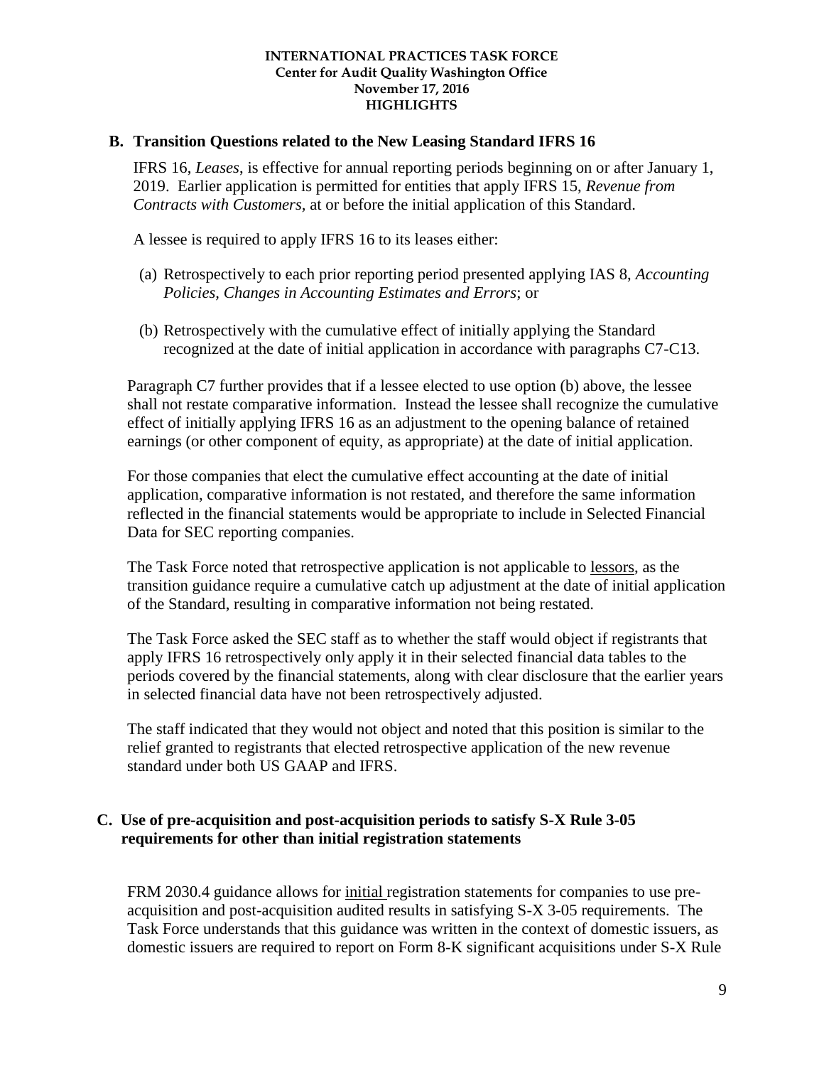## B. Transition Questions related to the New Leasing Standard IFRS 16

IFRS 16, *Leases*, is effective for annual reporting periods beginning on or after January 1, 2019. Earlier application is permitted for entities that apply IFRS 15, *Revenue from Contracts with Customers*, at or before the initial application of this Standard.

A lessee is required to apply IFRS 16 to its leases either:

(a) Retrospectively to each prior reporting period presented applying IAS 8, *Accounting Policies, Changes in Accounting Estimates and Errors*; or

(b) Retrospectively with the cumulative effect of initially applying the Standard recognized at the date of initial application in accordance with paragraphs C7-C13.

Paragraph C7 further provides that if a lessee elected to use option (b) above, the lessee shall not restate comparative information. Instead the lessee shall recognize the cumulative effect of initially applying IFRS 16 as an adjustment to the opening balance of retained earnings (or other component of equity, as appropriate) at the date of initial application.

For those companies that elect the cumulative effect accounting at the date of initial application, comparative information is not restated, and therefore the same information reflected in the financial statements would be appropriate to include in Selected Financial Data for SEC reporting companies.

The Task Force noted that retrospective application is not applicable to lessors, as the transition guidance require a cumulative catch up adjustment at the date of initial application of the Standard, resulting in comparative information not being restated.

The Task Force asked the SEC staff as to whether the staff would object if registrants that apply IFRS 16 retrospectively only apply it in their selected financial data tables to the periods covered by the financial statements, along with clear disclosure that the earlier years in selected financial data have not been retrospectively adjusted.

The staff indicated that they would not object and noted that this position is similar to the relief granted to registrants that elected retrospective application of the new revenue standard under both US GAAP and IFRS.

## C. Use of pre-acquisition and post-acquisition periods to satisfy S-X Rule 3-05 requirements for other than initial registration statements

FRM 2030.4 guidance allows for initial registration statements for companies to use pre-acquisition and post-acquisition audited results in satisfying S-X 3-05 requirements. The Task Force understands that this guidance was written in the context of domestic issuers, as domestic issuers are required to report on Form 8-K significant acquisitions under S-X Rule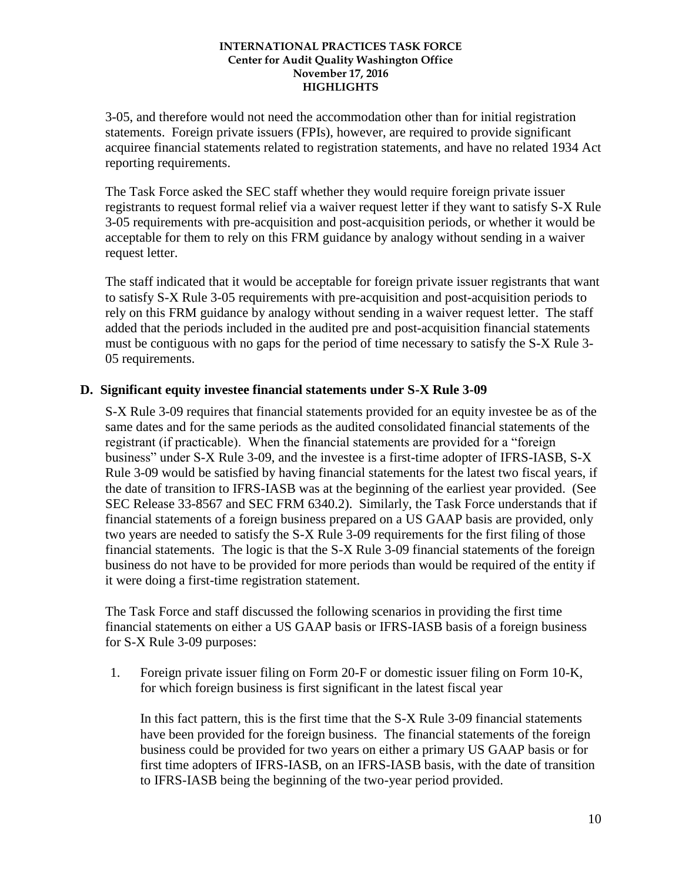3-05, and therefore would not need the accommodation other than for initial registration statements. Foreign private issuers (FPIs), however, are required to provide significant acquiree financial statements related to registration statements, and have no related 1934 Act reporting requirements.

The Task Force asked the SEC staff whether they would require foreign private issuer registrants to request formal relief via a waiver request letter if they want to satisfy S-X Rule 3-05 requirements with pre-acquisition and post-acquisition periods, or whether it would be acceptable for them to rely on this FRM guidance by analogy without sending in a waiver request letter.

The staff indicated that it would be acceptable for foreign private issuer registrants that want to satisfy S-X Rule 3-05 requirements with pre-acquisition and post-acquisition periods to rely on this FRM guidance by analogy without sending in a waiver request letter. The staff added that the periods included in the audited pre and post-acquisition financial statements must be contiguous with no gaps for the period of time necessary to satisfy the S-X Rule 3-05 requirements.

## D. Significant equity investee financial statements under S-X Rule 3-09

S-X Rule 3-09 requires that financial statements provided for an equity investee be as of the same dates and for the same periods as the audited consolidated financial statements of the registrant (if practicable). When the financial statements are provided for a "foreign business" under S-X Rule 3-09, and the investee is a first-time adopter of IFRS-IASB, S-X Rule 3-09 would be satisfied by having financial statements for the latest two fiscal years, if the date of transition to IFRS-IASB was at the beginning of the earliest year provided. (See SEC Release 33-8567 and SEC FRM 6340.2). Similarly, the Task Force understands that if financial statements of a foreign business prepared on a US GAAP basis are provided, only two years are needed to satisfy the S-X Rule 3-09 requirements for the first filing of those financial statements. The logic is that the S-X Rule 3-09 financial statements of the foreign business do not have to be provided for more periods than would be required of the entity if it were doing a first-time registration statement.

The Task Force and staff discussed the following scenarios in providing the first time financial statements on either a US GAAP basis or IFRS-IASB basis of a foreign business for S-X Rule 3-09 purposes:

1. Foreign private issuer filing on Form 20-F or domestic issuer filing on Form 10-K, for which foreign business is first significant in the latest fiscal year

   In this fact pattern, this is the first time that the S-X Rule 3-09 financial statements have been provided for the foreign business. The financial statements of the foreign business could be provided for two years on either a primary US GAAP basis or for first time adopters of IFRS-IASB, on an IFRS-IASB basis, with the date of transition to IFRS-IASB being the beginning of the two-year period provided.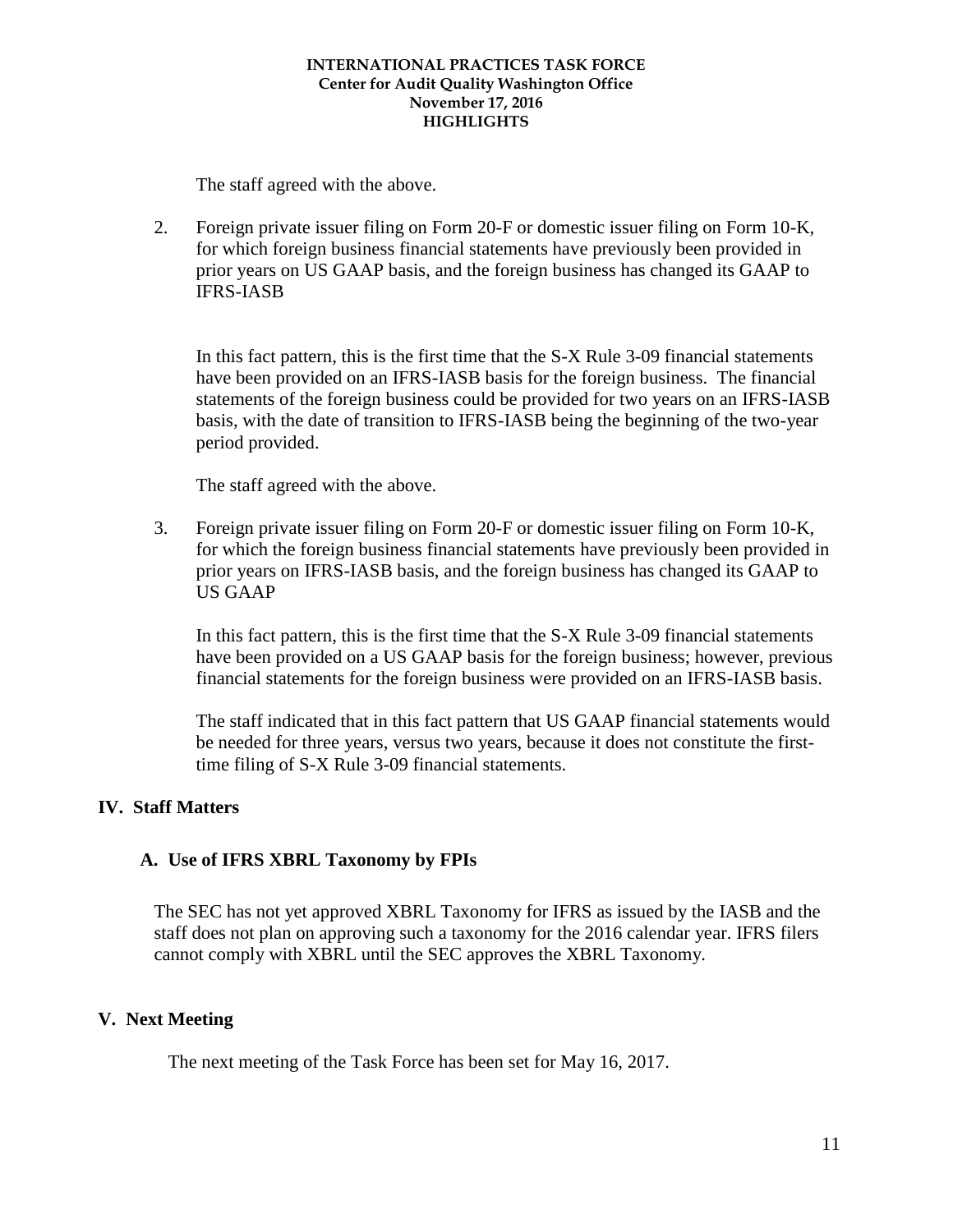The staff agreed with the above.

2. Foreign private issuer filing on Form 20-F or domestic issuer filing on Form 10-K, for which foreign business financial statements have previously been provided in prior years on US GAAP basis, and the foreign business has changed its GAAP to IFRS-IASB

   In this fact pattern, this is the first time that the S-X Rule 3-09 financial statements have been provided on an IFRS-IASB basis for the foreign business. The financial statements of the foreign business could be provided for two years on an IFRS-IASB basis, with the date of transition to IFRS-IASB being the beginning of the two-year period provided.

   The staff agreed with the above.

3. Foreign private issuer filing on Form 20-F or domestic issuer filing on Form 10-K, for which the foreign business financial statements have previously been provided in prior years on IFRS-IASB basis, and the foreign business has changed its GAAP to US GAAP

   In this fact pattern, this is the first time that the S-X Rule 3-09 financial statements have been provided on a US GAAP basis for the foreign business; however, previous financial statements for the foreign business were provided on an IFRS-IASB basis.

   The staff indicated that in this fact pattern that US GAAP financial statements would be needed for three years, versus two years, because it does not constitute the first-time filing of S-X Rule 3-09 financial statements.

## IV. Staff Matters

### A. Use of IFRS XBRL Taxonomy by FPIs

The SEC has not yet approved XBRL Taxonomy for IFRS as issued by the IASB and the staff does not plan on approving such a taxonomy for the 2016 calendar year. IFRS filers cannot comply with XBRL until the SEC approves the XBRL Taxonomy.

## V. Next Meeting

The next meeting of the Task Force has been set for May 16, 2017.